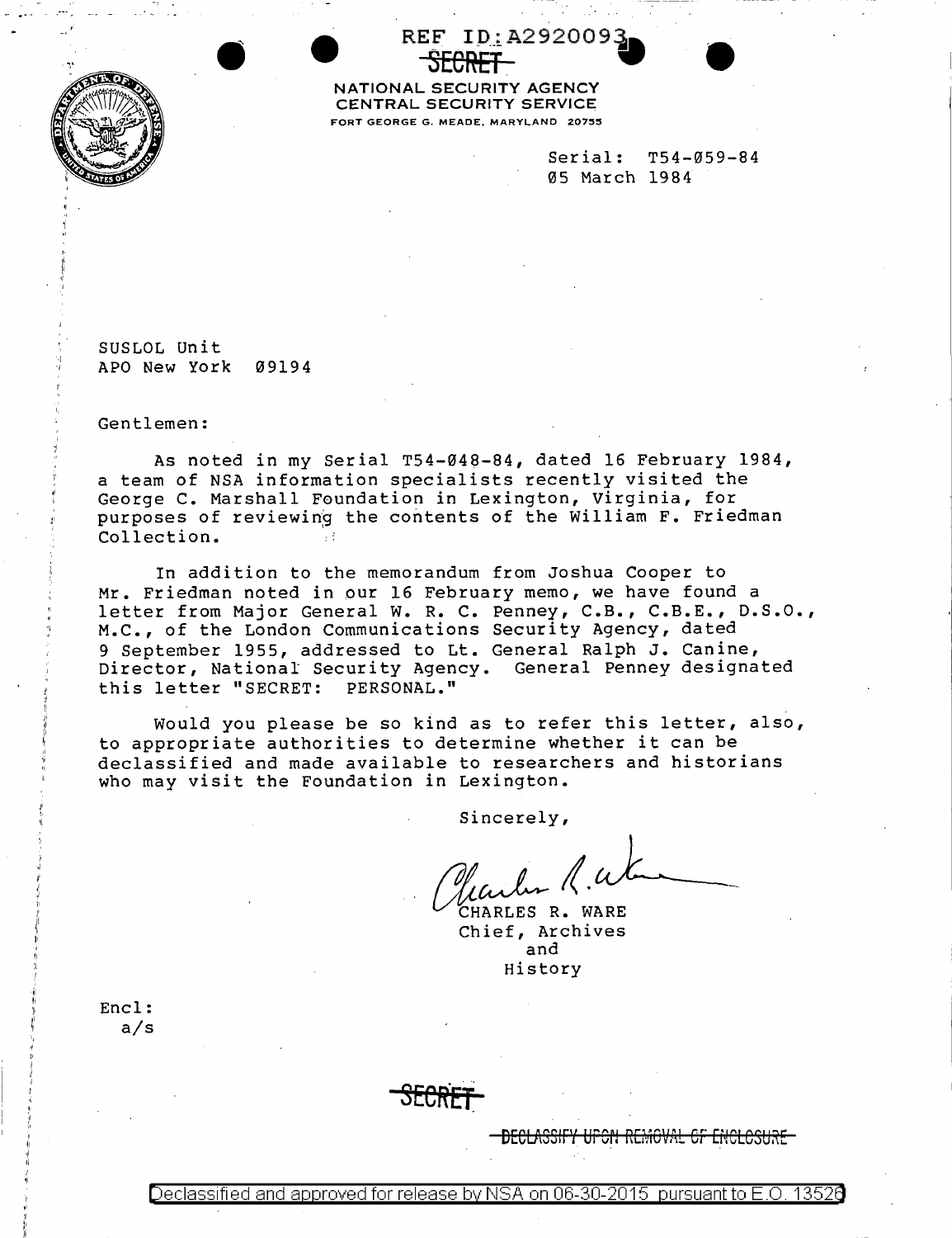REF ID:A2920093

~~SECRET~~

NATIONAL SECURITY AGENCY
CENTRAL SECURITY SERVICE
FORT GEORGE G. MEADE, MARYLAND 20755

Serial: T54-059-84
05 March 1984

SUSLOL Unit
APO New York 09194

Gentlemen:

As noted in my Serial T54-048-84, dated 16 February 1984, a team of NSA information specialists recently visited the George C. Marshall Foundation in Lexington, Virginia, for purposes of reviewing the contents of the William F. Friedman Collection.

In addition to the memorandum from Joshua Cooper to Mr. Friedman noted in our 16 February memo, we have found a letter from Major General W. R. C. Penney, C.B., C.B.E., D.S.O., M.C., of the London Communications Security Agency, dated 9 September 1955, addressed to Lt. General Ralph J. Canine, Director, National Security Agency. General Penney designated this letter "SECRET: PERSONAL."

Would you please be so kind as to refer this letter, also, to appropriate authorities to determine whether it can be declassified and made available to researchers and historians who may visit the Foundation in Lexington.

Sincerely,

Charles R. Ware

CHARLES R. WARE
Chief, Archives
and
History

Encl:
a/s

~~SECRET~~

~~DECLASSIFY UPON REMOVAL OF ENCLOSURE~~

Declassified and approved for release by NSA on 06-30-2015 pursuant to E.O. 13526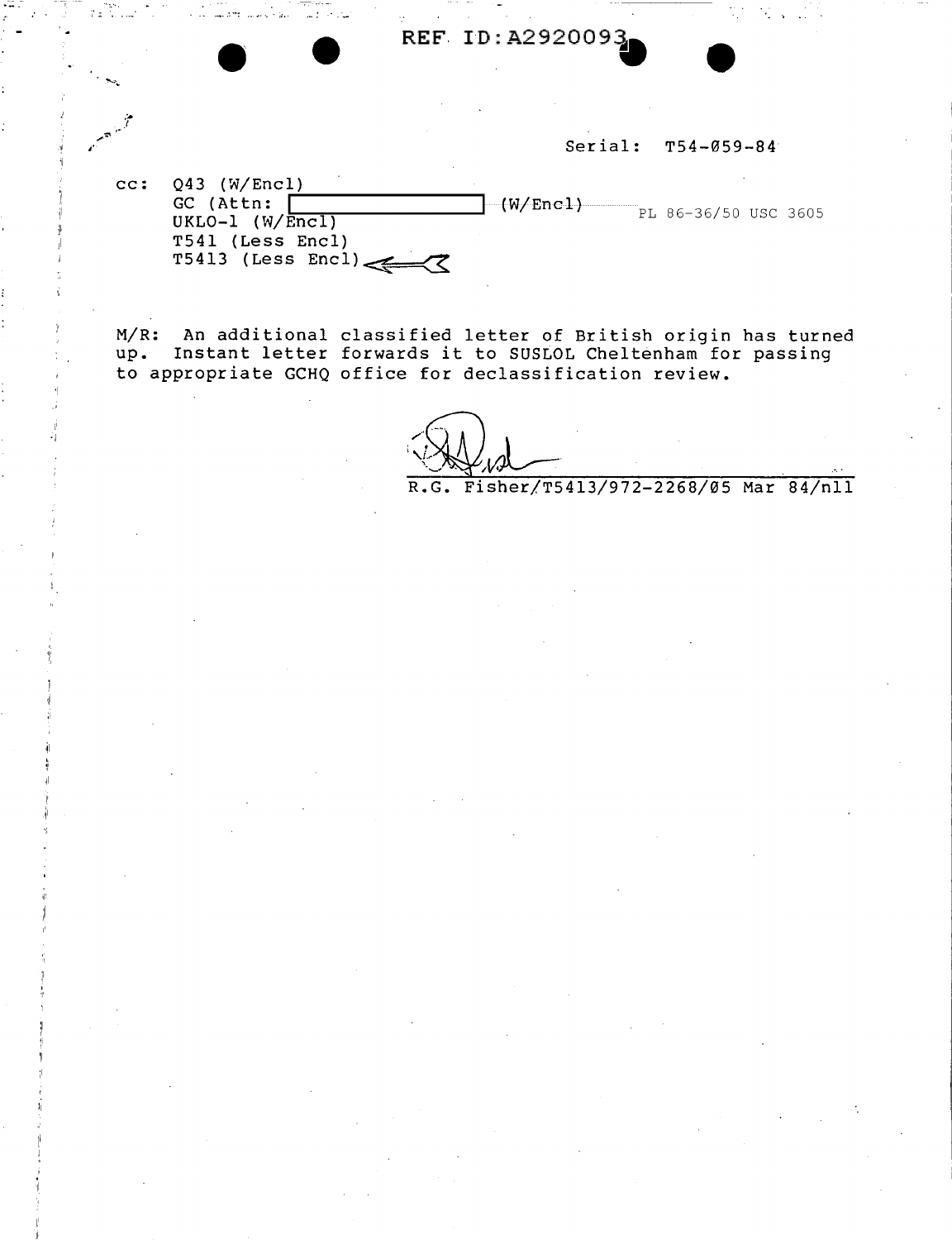REF ID:A2920093

Serial: T54-059-84

cc: Q43 (W/Encl)
GC (Attn: [redacted] (W/Encl) PL 86-36/50 USC 3605
UKLO-1 (W/Encl)
T541 (Less Encl)
T5413 (Less Encl)

M/R: An additional classified letter of British origin has turned up. Instant letter forwards it to SUSLOL Cheltenham for passing to appropriate GCHQ office for declassification review.

R.G. Fisher/T5413/972-2268/05 Mar 84/nll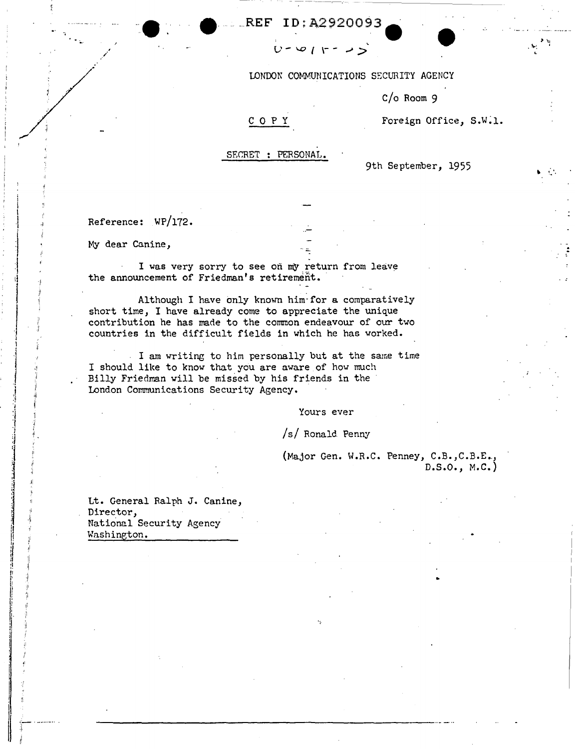REF ID:A2920093

LONDON COMMUNICATIONS SECURITY AGENCY

C/o Room 9

C O P Y

Foreign Office, S.W.1.

SECRET : PERSONAL.

9th September, 1955

Reference: WP/172.

My dear Canine,

I was very sorry to see on my return from leave the announcement of Friedman's retirement.

Although I have only known him for a comparatively short time, I have already come to appreciate the unique contribution he has made to the common endeavour of our two countries in the difficult fields in which he has worked.

I am writing to him personally but at the same time I should like to know that you are aware of how much Billy Friedman will be missed by his friends in the London Communications Security Agency.

Yours ever

/s/ Ronald Penny

(Major Gen. W.R.C. Penney, C.B.,C.B.E., D.S.O., M.C.)

Lt. General Ralph J. Canine,
Director,
National Security Agency
Washington.